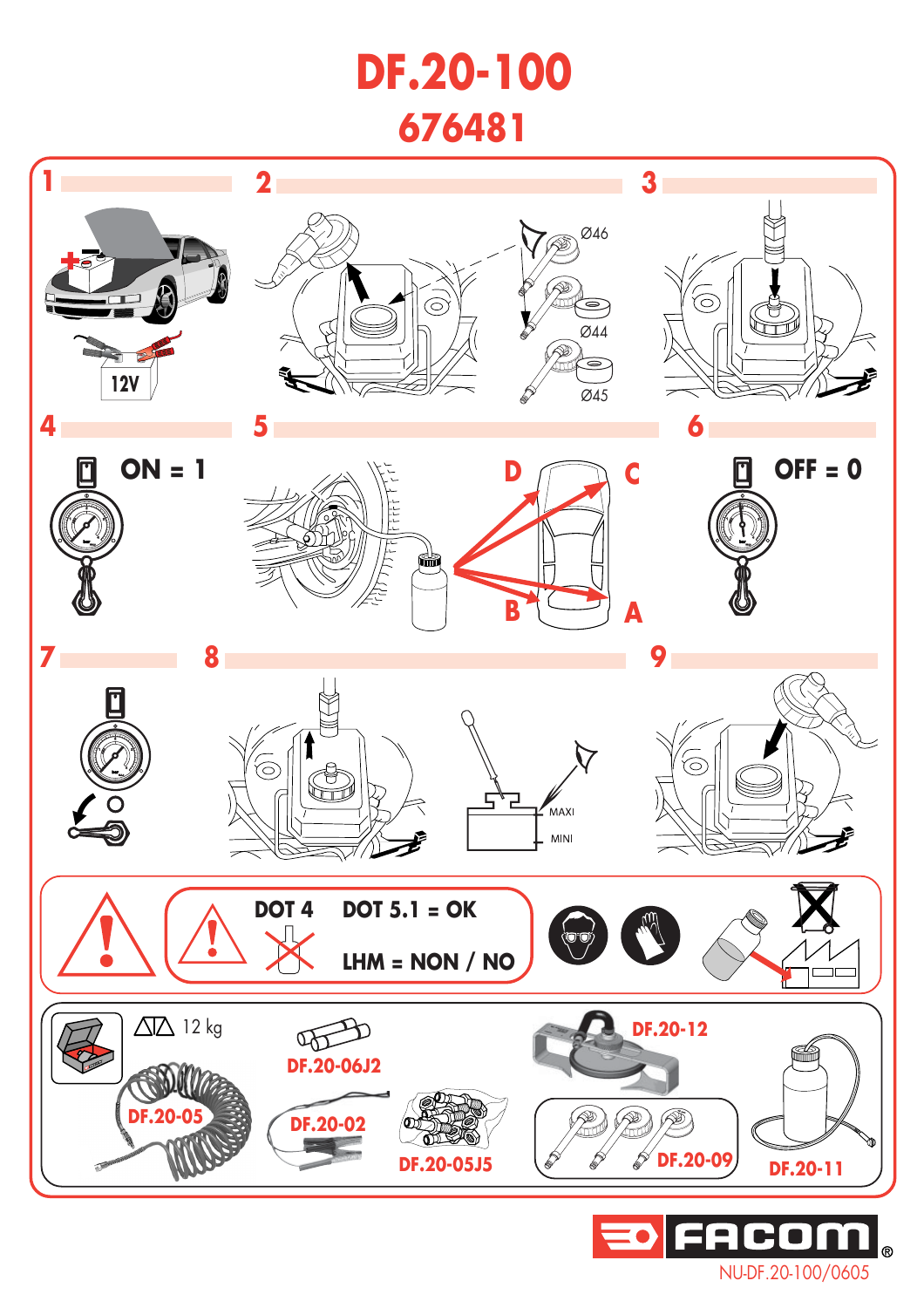# DF.20-100

## 676481

1

12V

2

Ø46

Ø44

Ø45

3

4

ON = 1

5

D

C

B

A

6

OFF = 0

7

8

MAXI

MINI

9

DOT 4 DOT 5.1 = OK

LHM = NON / NO

12 kg

DF.20-06J2

DF.20-12

DF.20-05

DF.20-02

DF.20-05J5

DF.20-09

DF.20-11

FACOM®

NU-DF.20-100/0605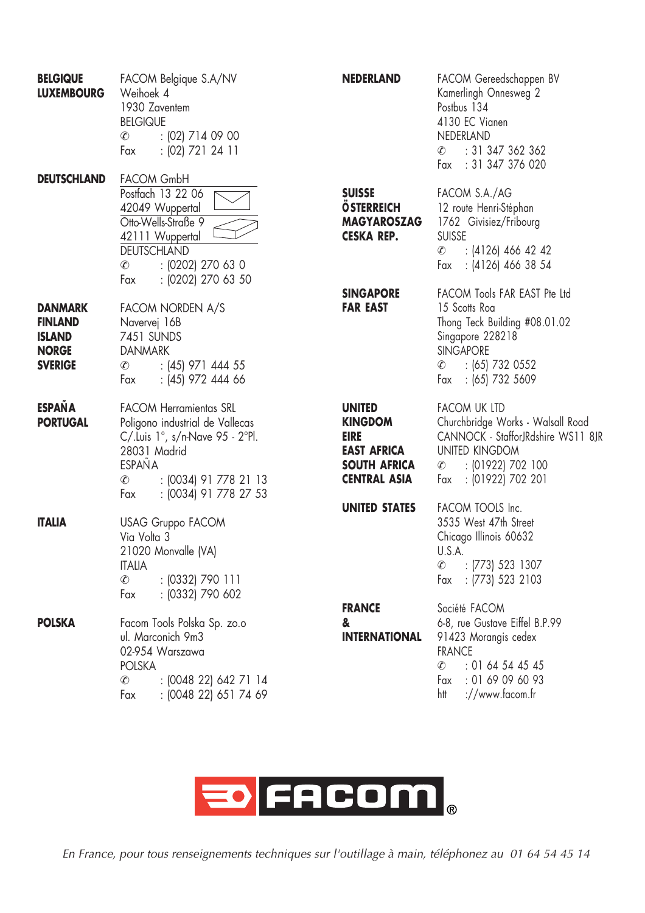**BELGIQUE**
**LUXEMBOURG**

FACOM Belgique S.A/NV
Weihoek 4
1930 Zaventem
BELGIQUE
✆ : (02) 714 09 00
Fax : (02) 721 24 11

**DEUTSCHLAND**

FACOM GmbH
Postfach 13 22 06
42049 Wuppertal
Otto-Wells-Straße 9
42111 Wuppertal
DEUTSCHLAND
✆ : (0202) 270 63 0
Fax : (0202) 270 63 50

**DANMARK**
**FINLAND**
**ISLAND**
**NORGE**
**SVERIGE**

FACOM NORDEN A/S
Navervej 16B
7451 SUNDS
DANMARK
✆ : (45) 971 444 55
Fax : (45) 972 444 66

**ESPAÑA**
**PORTUGAL**

FACOM Herramientas SRL
Poligono industrial de Vallecas
C/.Luis 1°, s/n-Nave 95 - 2°Pl.
28031 Madrid
ESPAÑA
✆ : (0034) 91 778 21 13
Fax : (0034) 91 778 27 53

**ITALIA**

USAG Gruppo FACOM
Via Volta 3
21020 Monvalle (VA)
ITALIA
✆ : (0332) 790 111
Fax : (0332) 790 602

**POLSKA**

Facom Tools Polska Sp. zo.o
ul. Marconich 9m3
02-954 Warszawa
POLSKA
✆ : (0048 22) 642 71 14
Fax : (0048 22) 651 74 69

**NEDERLAND**

FACOM Gereedschappen BV
Kamerlingh Onnesweg 2
Postbus 134
4130 EC Vianen
NEDERLAND
✆ : 31 347 362 362
Fax : 31 347 376 020

**SUISSE**
**ÖSTERREICH**
**MAGYAROSZAG**
**CESKA REP.**

FACOM S.A./AG
12 route Henri-Stéphan
1762 Givisiez/Fribourg
SUISSE
✆ : (4126) 466 42 42
Fax : (4126) 466 38 54

**SINGAPORE**
**FAR EAST**

FACOM Tools FAR EAST Pte Ltd
15 Scotts Roa
Thong Teck Building #08.01.02
Singapore 228218
SINGAPORE
✆ : (65) 732 0552
Fax : (65) 732 5609

**UNITED KINGDOM**
**EIRE**
**EAST AFRICA**
**SOUTH AFRICA**
**CENTRAL ASIA**

FACOM UK LTD
Churchbridge Works - Walsall Road
CANNOCK - StaforJRdshire WS11 8JR
UNITED KINGDOM
✆ : (01922) 702 100
Fax : (01922) 702 201

**UNITED STATES**

FACOM TOOLS Inc.
3535 West 47th Street
Chicago Illinois 60632
U.S.A.
✆ : (773) 523 1307
Fax : (773) 523 2103

**FRANCE**
**&**
**INTERNATIONAL**

Société FACOM
6-8, rue Gustave Eiffel B.P.99
91423 Morangis cedex
FRANCE
✆ : 01 64 54 45 45
Fax : 01 69 09 60 93
htt ://www.facom.fr

FACOM®

*En France, pour tous renseignements techniques sur l'outillage à main, téléphonez au 01 64 54 45 14*